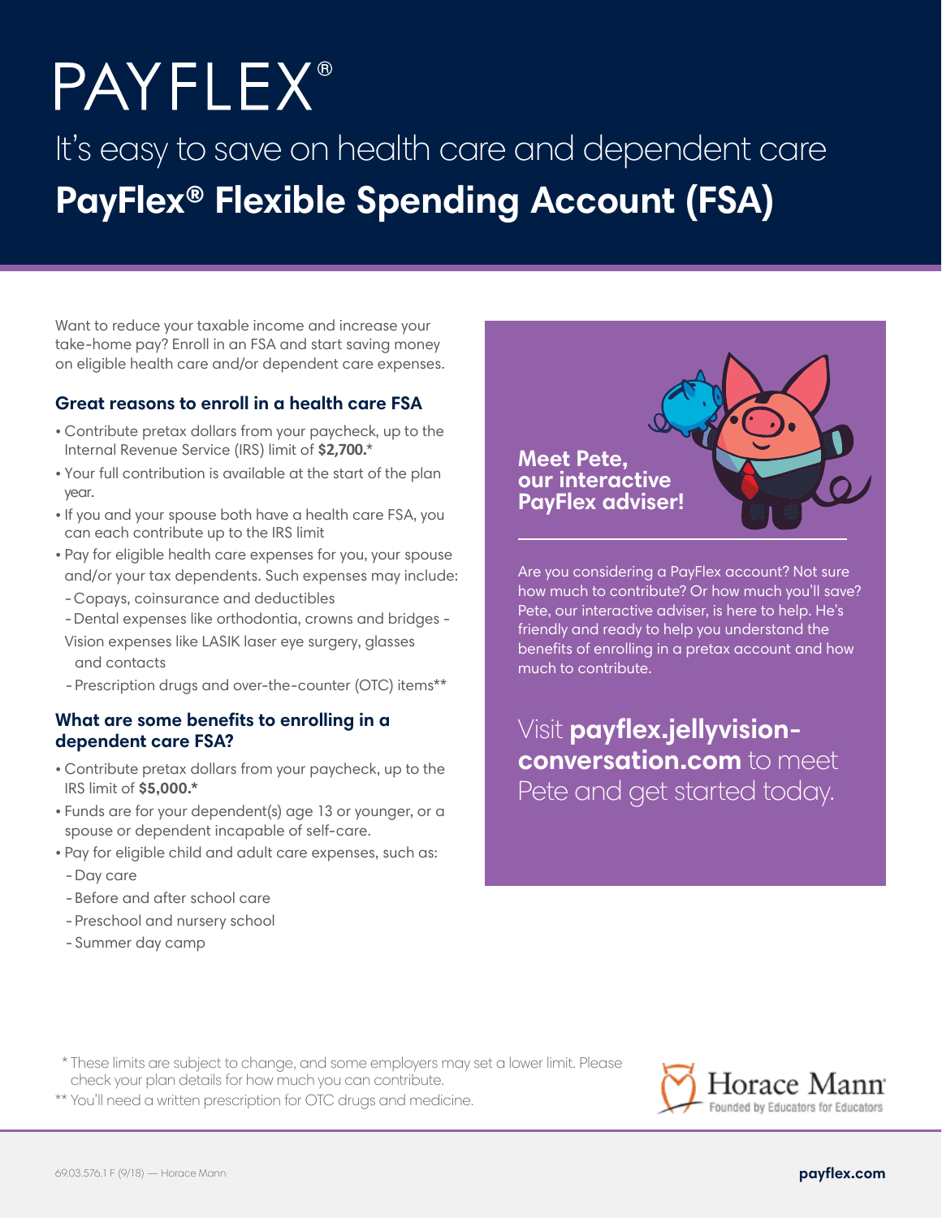# PAYFLEX®

## It's easy to save on health care and dependent care

# PayFlex® Flexible Spending Account (FSA)

Want to reduce your taxable income and increase your take-home pay? Enroll in an FSA and start saving money on eligible health care and/or dependent care expenses.

### Great reasons to enroll in a health care FSA

- Contribute pretax dollars from your paycheck, up to the Internal Revenue Service (IRS) limit of **$2,700.***
- Your full contribution is available at the start of the plan year.
- If you and your spouse both have a health care FSA, you can each contribute up to the IRS limit
- Pay for eligible health care expenses for you, your spouse and/or your tax dependents. Such expenses may include:
  - Copays, coinsurance and deductibles
  - Dental expenses like orthodontia, crowns and bridges
  - Vision expenses like LASIK laser eye surgery, glasses and contacts
  - Prescription drugs and over-the-counter (OTC) items**

### What are some benefits to enrolling in a dependent care FSA?

- Contribute pretax dollars from your paycheck, up to the IRS limit of **$5,000.***
- Funds are for your dependent(s) age 13 or younger, or a spouse or dependent incapable of self-care.
- Pay for eligible child and adult care expenses, such as:
  - Day care
  - Before and after school care
  - Preschool and nursery school
  - Summer day camp

### Meet Pete, our interactive PayFlex adviser!

Are you considering a PayFlex account? Not sure how much to contribute? Or how much you'll save? Pete, our interactive adviser, is here to help. He's friendly and ready to help you understand the benefits of enrolling in a pretax account and how much to contribute.

Visit **payflex.jellyvision-conversation.com** to meet Pete and get started today.

\* These limits are subject to change, and some employers may set a lower limit. Please check your plan details for how much you can contribute.

** You'll need a written prescription for OTC drugs and medicine.

Horace Mann — Founded by Educators for Educators

69.03.576.1 F (9/18) — Horace Mann

payflex.com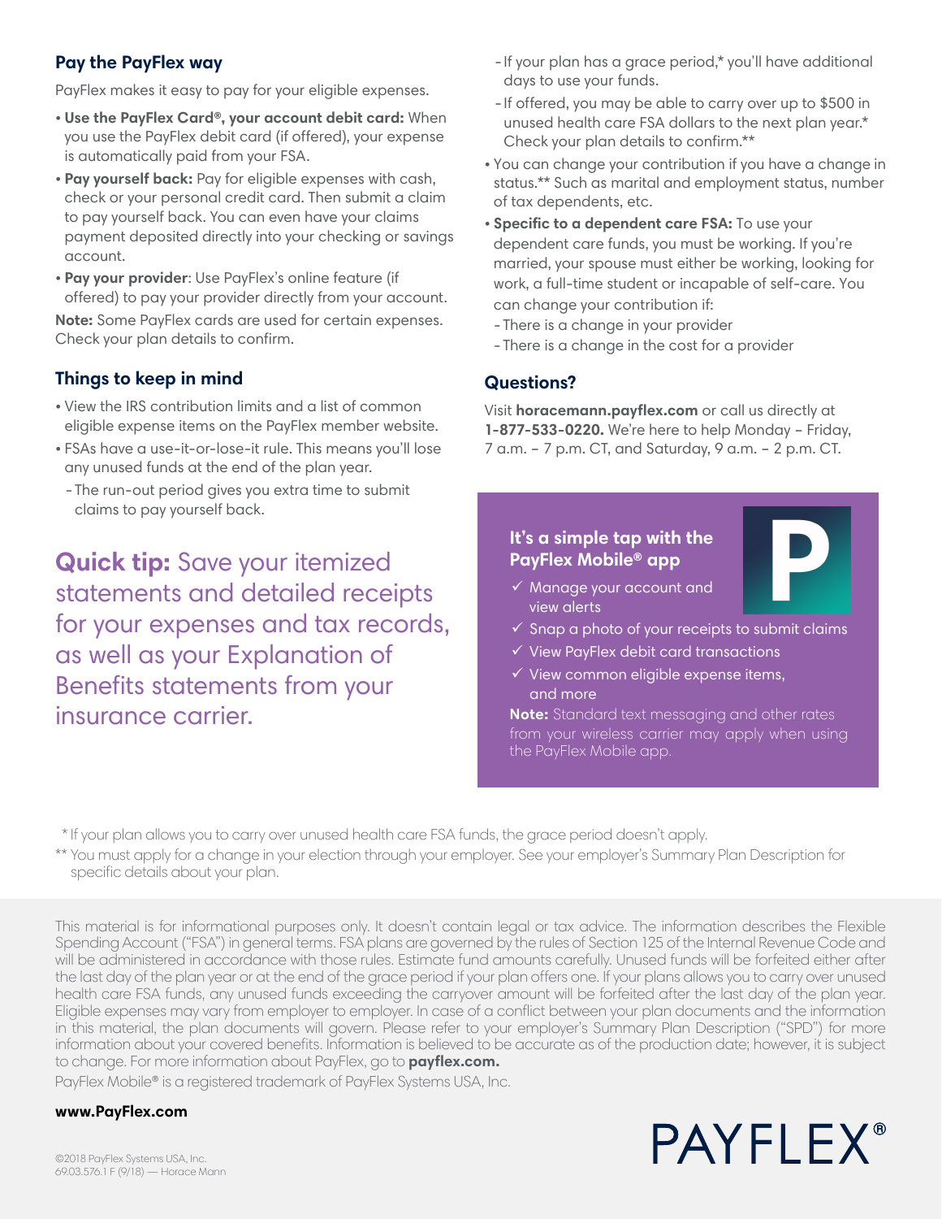## Pay the PayFlex way

PayFlex makes it easy to pay for your eligible expenses.

- **Use the PayFlex Card®, your account debit card:** When you use the PayFlex debit card (if offered), your expense is automatically paid from your FSA.
- **Pay yourself back:** Pay for eligible expenses with cash, check or your personal credit card. Then submit a claim to pay yourself back. You can even have your claims payment deposited directly into your checking or savings account.
- **Pay your provider**: Use PayFlex's online feature (if offered) to pay your provider directly from your account.

**Note:** Some PayFlex cards are used for certain expenses. Check your plan details to confirm.

## Things to keep in mind

- View the IRS contribution limits and a list of common eligible expense items on the PayFlex member website.
- FSAs have a use-it-or-lose-it rule. This means you'll lose any unused funds at the end of the plan year.
  - The run-out period gives you extra time to submit claims to pay yourself back.
  - If your plan has a grace period,* you'll have additional days to use your funds.
  - If offered, you may be able to carry over up to $500 in unused health care FSA dollars to the next plan year.* Check your plan details to confirm.**
- You can change your contribution if you have a change in status.** Such as marital and employment status, number of tax dependents, etc.
- **Specific to a dependent care FSA:** To use your dependent care funds, you must be working. If you're married, your spouse must either be working, looking for work, a full-time student or incapable of self-care. You can change your contribution if:
  - There is a change in your provider
  - There is a change in the cost for a provider

**Quick tip:** Save your itemized statements and detailed receipts for your expenses and tax records, as well as your Explanation of Benefits statements from your insurance carrier.

## Questions?

Visit **horacemann.payflex.com** or call us directly at **1-877-533-0220.** We're here to help Monday – Friday, 7 a.m. – 7 p.m. CT, and Saturday, 9 a.m. – 2 p.m. CT.

### It's a simple tap with the PayFlex Mobile® app

- ✓ Manage your account and view alerts
- ✓ Snap a photo of your receipts to submit claims
- ✓ View PayFlex debit card transactions
- ✓ View common eligible expense items, and more

**Note:** Standard text messaging and other rates from your wireless carrier may apply when using the PayFlex Mobile app.

\* If your plan allows you to carry over unused health care FSA funds, the grace period doesn't apply.

\*\* You must apply for a change in your election through your employer. See your employer's Summary Plan Description for specific details about your plan.

This material is for informational purposes only. It doesn't contain legal or tax advice. The information describes the Flexible Spending Account ("FSA") in general terms. FSA plans are governed by the rules of Section 125 of the Internal Revenue Code and will be administered in accordance with those rules. Estimate fund amounts carefully. Unused funds will be forfeited either after the last day of the plan year or at the end of the grace period if your plan offers one. If your plans allows you to carry over unused health care FSA funds, any unused funds exceeding the carryover amount will be forfeited after the last day of the plan year. Eligible expenses may vary from employer to employer. In case of a conflict between your plan documents and the information in this material, the plan documents will govern. Please refer to your employer's Summary Plan Description ("SPD") for more information about your covered benefits. Information is believed to be accurate as of the production date; however, it is subject to change. For more information about PayFlex, go to **payflex.com.**

PayFlex Mobile® is a registered trademark of PayFlex Systems USA, Inc.

**www.PayFlex.com**

PAYFLEX®

©2018 PayFlex Systems USA, Inc.
69.03.576.1 F (9/18) — Horace Mann